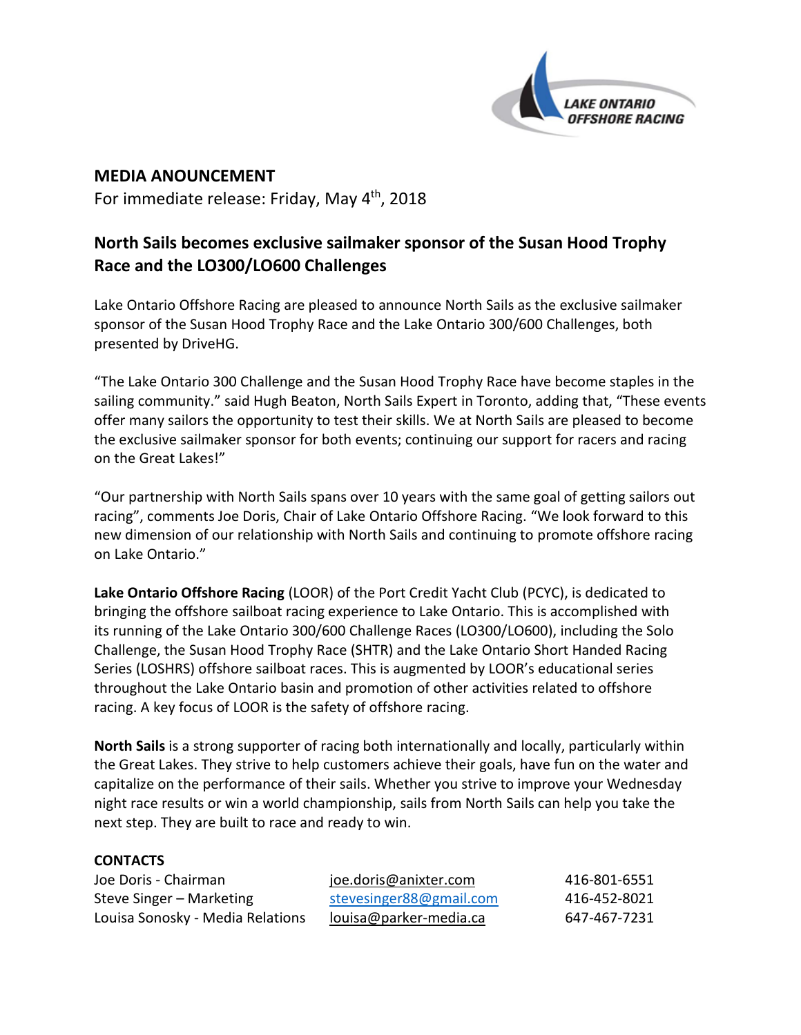LAKE ONTARIO OFFSHORE RACING

## MEDIA ANOUNCEMENT

For immediate release: Friday, May 4th, 2018

### North Sails becomes exclusive sailmaker sponsor of the Susan Hood Trophy Race and the LO300/LO600 Challenges

Lake Ontario Offshore Racing are pleased to announce North Sails as the exclusive sailmaker sponsor of the Susan Hood Trophy Race and the Lake Ontario 300/600 Challenges, both presented by DriveHG.

"The Lake Ontario 300 Challenge and the Susan Hood Trophy Race have become staples in the sailing community." said Hugh Beaton, North Sails Expert in Toronto, adding that, "These events offer many sailors the opportunity to test their skills. We at North Sails are pleased to become the exclusive sailmaker sponsor for both events; continuing our support for racers and racing on the Great Lakes!"

"Our partnership with North Sails spans over 10 years with the same goal of getting sailors out racing", comments Joe Doris, Chair of Lake Ontario Offshore Racing. "We look forward to this new dimension of our relationship with North Sails and continuing to promote offshore racing on Lake Ontario."

**Lake Ontario Offshore Racing** (LOOR) of the Port Credit Yacht Club (PCYC), is dedicated to bringing the offshore sailboat racing experience to Lake Ontario. This is accomplished with its running of the Lake Ontario 300/600 Challenge Races (LO300/LO600), including the Solo Challenge, the Susan Hood Trophy Race (SHTR) and the Lake Ontario Short Handed Racing Series (LOSHRS) offshore sailboat races. This is augmented by LOOR's educational series throughout the Lake Ontario basin and promotion of other activities related to offshore racing. A key focus of LOOR is the safety of offshore racing.

**North Sails** is a strong supporter of racing both internationally and locally, particularly within the Great Lakes. They strive to help customers achieve their goals, have fun on the water and capitalize on the performance of their sails. Whether you strive to improve your Wednesday night race results or win a world championship, sails from North Sails can help you take the next step. They are built to race and ready to win.

**CONTACTS**

| | | |
|---|---|---|
| Joe Doris - Chairman | joe.doris@anixter.com | 416-801-6551 |
| Steve Singer – Marketing | stevesinger88@gmail.com | 416-452-8021 |
| Louisa Sonosky - Media Relations | louisa@parker-media.ca | 647-467-7231 |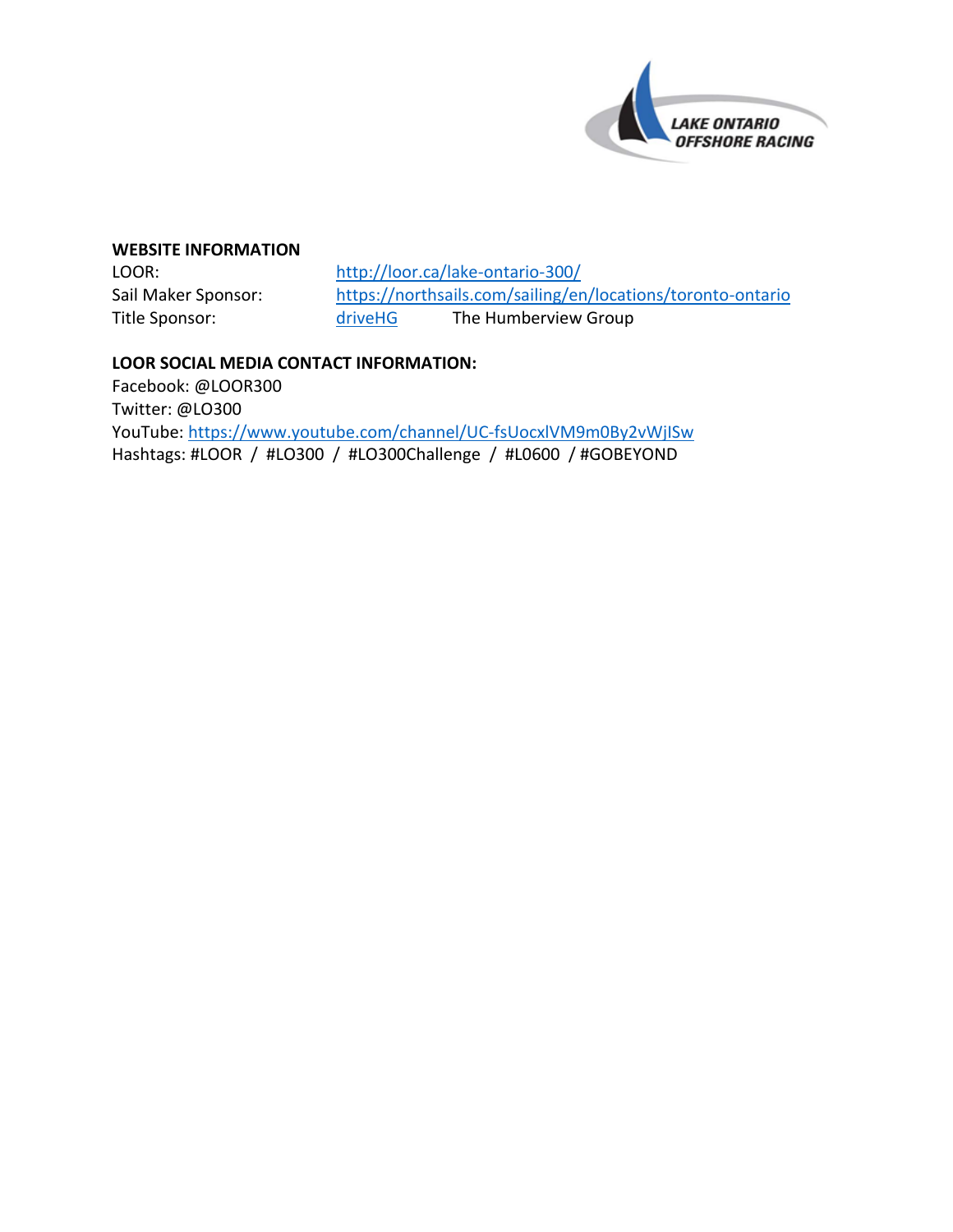**WEBSITE INFORMATION**

| | | |
|---|---|---|
| LOOR: | http://loor.ca/lake-ontario-300/ | |
| Sail Maker Sponsor: | https://northsails.com/sailing/en/locations/toronto-ontario | |
| Title Sponsor: | driveHG | The Humberview Group |

**LOOR SOCIAL MEDIA CONTACT INFORMATION:**

Facebook: @LOOR300
Twitter: @LO300
YouTube: https://www.youtube.com/channel/UC-fsUocxlVM9m0By2vWjISw
Hashtags: #LOOR / #LO300 / #LO300Challenge / #L0600 / #GOBEYOND